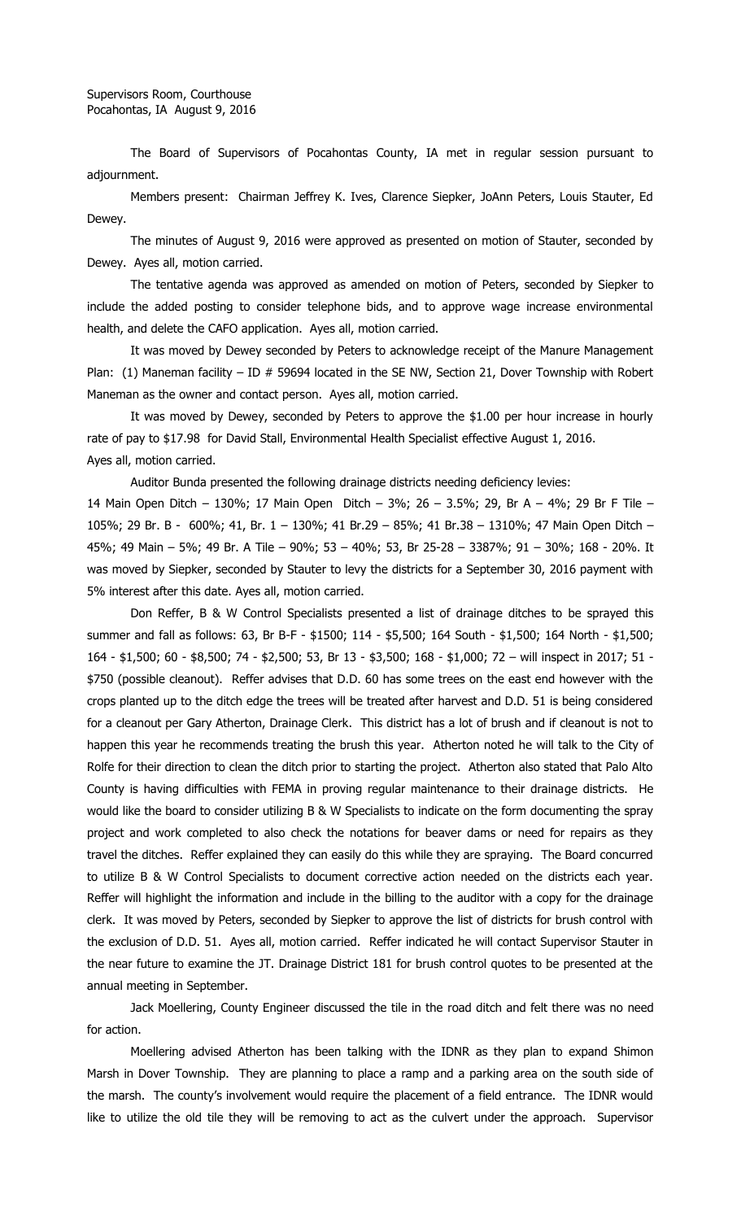Supervisors Room, Courthouse
Pocahontas, IA August 9, 2016

The Board of Supervisors of Pocahontas County, IA met in regular session pursuant to adjournment.

Members present: Chairman Jeffrey K. Ives, Clarence Siepker, JoAnn Peters, Louis Stauter, Ed Dewey.

The minutes of August 9, 2016 were approved as presented on motion of Stauter, seconded by Dewey. Ayes all, motion carried.

The tentative agenda was approved as amended on motion of Peters, seconded by Siepker to include the added posting to consider telephone bids, and to approve wage increase environmental health, and delete the CAFO application. Ayes all, motion carried.

It was moved by Dewey seconded by Peters to acknowledge receipt of the Manure Management Plan: (1) Maneman facility – ID # 59694 located in the SE NW, Section 21, Dover Township with Robert Maneman as the owner and contact person. Ayes all, motion carried.

It was moved by Dewey, seconded by Peters to approve the $1.00 per hour increase in hourly rate of pay to $17.98 for David Stall, Environmental Health Specialist effective August 1, 2016. Ayes all, motion carried.

Auditor Bunda presented the following drainage districts needing deficiency levies:
14 Main Open Ditch – 130%; 17 Main Open Ditch – 3%; 26 – 3.5%; 29, Br A – 4%; 29 Br F Tile – 105%; 29 Br. B - 600%; 41, Br. 1 – 130%; 41 Br.29 – 85%; 41 Br.38 – 1310%; 47 Main Open Ditch – 45%; 49 Main – 5%; 49 Br. A Tile – 90%; 53 – 40%; 53, Br 25-28 – 3387%; 91 – 30%; 168 - 20%. It was moved by Siepker, seconded by Stauter to levy the districts for a September 30, 2016 payment with 5% interest after this date. Ayes all, motion carried.

Don Reffer, B & W Control Specialists presented a list of drainage ditches to be sprayed this summer and fall as follows: 63, Br B-F - $1500; 114 - $5,500; 164 South - $1,500; 164 North - $1,500; 164 - $1,500; 60 - $8,500; 74 - $2,500; 53, Br 13 - $3,500; 168 - $1,000; 72 – will inspect in 2017; 51 - $750 (possible cleanout). Reffer advises that D.D. 60 has some trees on the east end however with the crops planted up to the ditch edge the trees will be treated after harvest and D.D. 51 is being considered for a cleanout per Gary Atherton, Drainage Clerk. This district has a lot of brush and if cleanout is not to happen this year he recommends treating the brush this year. Atherton noted he will talk to the City of Rolfe for their direction to clean the ditch prior to starting the project. Atherton also stated that Palo Alto County is having difficulties with FEMA in proving regular maintenance to their drainage districts. He would like the board to consider utilizing B & W Specialists to indicate on the form documenting the spray project and work completed to also check the notations for beaver dams or need for repairs as they travel the ditches. Reffer explained they can easily do this while they are spraying. The Board concurred to utilize B & W Control Specialists to document corrective action needed on the districts each year. Reffer will highlight the information and include in the billing to the auditor with a copy for the drainage clerk. It was moved by Peters, seconded by Siepker to approve the list of districts for brush control with the exclusion of D.D. 51. Ayes all, motion carried. Reffer indicated he will contact Supervisor Stauter in the near future to examine the JT. Drainage District 181 for brush control quotes to be presented at the annual meeting in September.

Jack Moellering, County Engineer discussed the tile in the road ditch and felt there was no need for action.

Moellering advised Atherton has been talking with the IDNR as they plan to expand Shimon Marsh in Dover Township. They are planning to place a ramp and a parking area on the south side of the marsh. The county's involvement would require the placement of a field entrance. The IDNR would like to utilize the old tile they will be removing to act as the culvert under the approach. Supervisor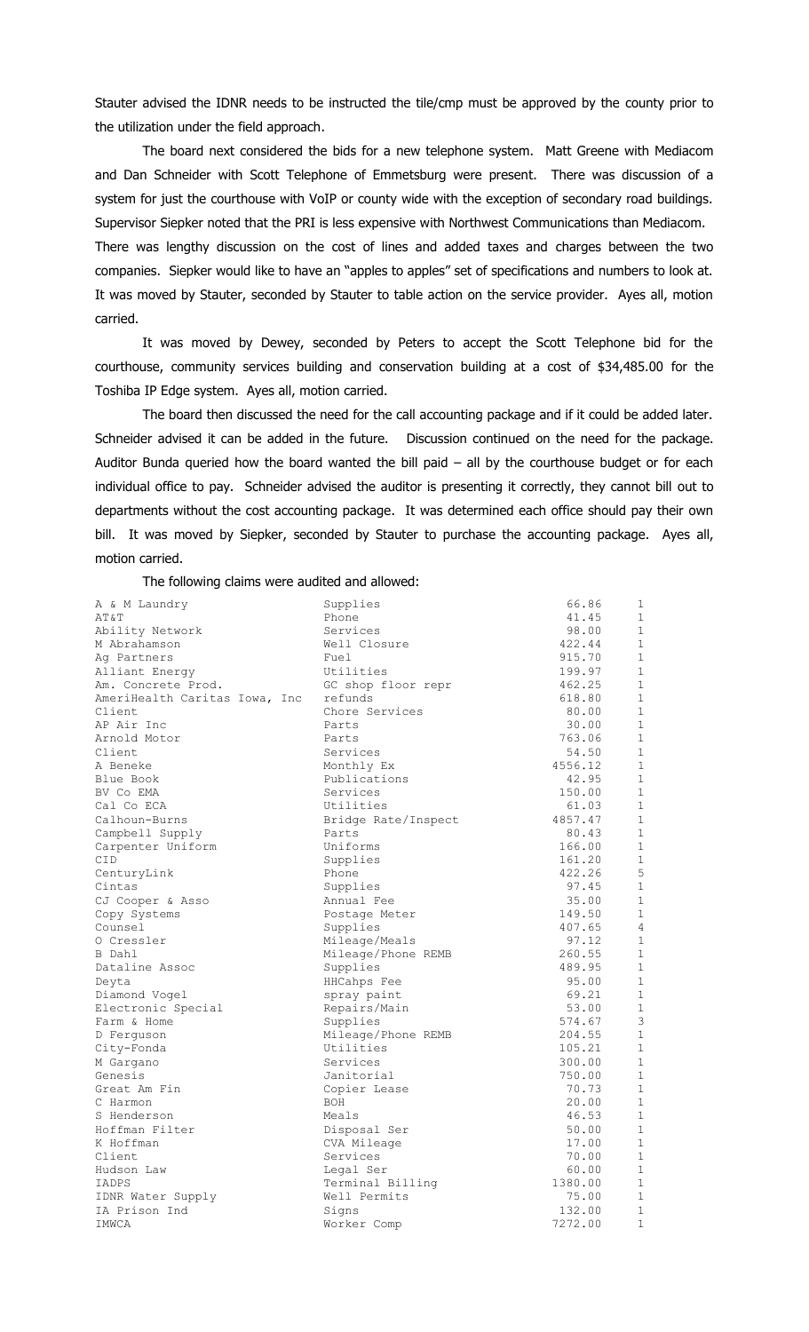Stauter advised the IDNR needs to be instructed the tile/cmp must be approved by the county prior to the utilization under the field approach.

The board next considered the bids for a new telephone system. Matt Greene with Mediacom and Dan Schneider with Scott Telephone of Emmetsburg were present. There was discussion of a system for just the courthouse with VoIP or county wide with the exception of secondary road buildings. Supervisor Siepker noted that the PRI is less expensive with Northwest Communications than Mediacom. There was lengthy discussion on the cost of lines and added taxes and charges between the two companies. Siepker would like to have an "apples to apples" set of specifications and numbers to look at. It was moved by Stauter, seconded by Stauter to table action on the service provider. Ayes all, motion carried.

It was moved by Dewey, seconded by Peters to accept the Scott Telephone bid for the courthouse, community services building and conservation building at a cost of $34,485.00 for the Toshiba IP Edge system. Ayes all, motion carried.

The board then discussed the need for the call accounting package and if it could be added later. Schneider advised it can be added in the future. Discussion continued on the need for the package. Auditor Bunda queried how the board wanted the bill paid – all by the courthouse budget or for each individual office to pay. Schneider advised the auditor is presenting it correctly, they cannot bill out to departments without the cost accounting package. It was determined each office should pay their own bill. It was moved by Siepker, seconded by Stauter to purchase the accounting package. Ayes all, motion carried.

The following claims were audited and allowed:

| | | | |
|---|---|---|---|
| A & M Laundry | Supplies | 66.86 | 1 |
| AT&T | Phone | 41.45 | 1 |
| Ability Network | Services | 98.00 | 1 |
| M Abrahamson | Well Closure | 422.44 | 1 |
| Ag Partners | Fuel | 915.70 | 1 |
| Alliant Energy | Utilities | 199.97 | 1 |
| Am. Concrete Prod. | GC shop floor repr | 462.25 | 1 |
| AmeriHealth Caritas Iowa, Inc | refunds | 618.80 | 1 |
| Client | Chore Services | 80.00 | 1 |
| AP Air Inc | Parts | 30.00 | 1 |
| Arnold Motor | Parts | 763.06 | 1 |
| Client | Services | 54.50 | 1 |
| A Beneke | Monthly Ex | 4556.12 | 1 |
| Blue Book | Publications | 42.95 | 1 |
| BV Co EMA | Services | 150.00 | 1 |
| Cal Co ECA | Utilities | 61.03 | 1 |
| Calhoun-Burns | Bridge Rate/Inspect | 4857.47 | 1 |
| Campbell Supply | Parts | 80.43 | 1 |
| Carpenter Uniform | Uniforms | 166.00 | 1 |
| CID | Supplies | 161.20 | 1 |
| CenturyLink | Phone | 422.26 | 5 |
| Cintas | Supplies | 97.45 | 1 |
| CJ Cooper & Asso | Annual Fee | 35.00 | 1 |
| Copy Systems | Postage Meter | 149.50 | 1 |
| Counsel | Supplies | 407.65 | 4 |
| O Cressler | Mileage/Meals | 97.12 | 1 |
| B Dahl | Mileage/Phone REMB | 260.55 | 1 |
| Dataline Assoc | Supplies | 489.95 | 1 |
| Deyta | HHCahps Fee | 95.00 | 1 |
| Diamond Vogel | spray paint | 69.21 | 1 |
| Electronic Special | Repairs/Main | 53.00 | 1 |
| Farm & Home | Supplies | 574.67 | 3 |
| D Ferguson | Mileage/Phone REMB | 204.55 | 1 |
| City-Fonda | Utilities | 105.21 | 1 |
| M Gargano | Services | 300.00 | 1 |
| Genesis | Janitorial | 750.00 | 1 |
| Great Am Fin | Copier Lease | 70.73 | 1 |
| C Harmon | BOH | 20.00 | 1 |
| S Henderson | Meals | 46.53 | 1 |
| Hoffman Filter | Disposal Ser | 50.00 | 1 |
| K Hoffman | CVA Mileage | 17.00 | 1 |
| Client | Services | 70.00 | 1 |
| Hudson Law | Legal Ser | 60.00 | 1 |
| IADPS | Terminal Billing | 1380.00 | 1 |
| IDNR Water Supply | Well Permits | 75.00 | 1 |
| IA Prison Ind | Signs | 132.00 | 1 |
| IMWCA | Worker Comp | 7272.00 | 1 |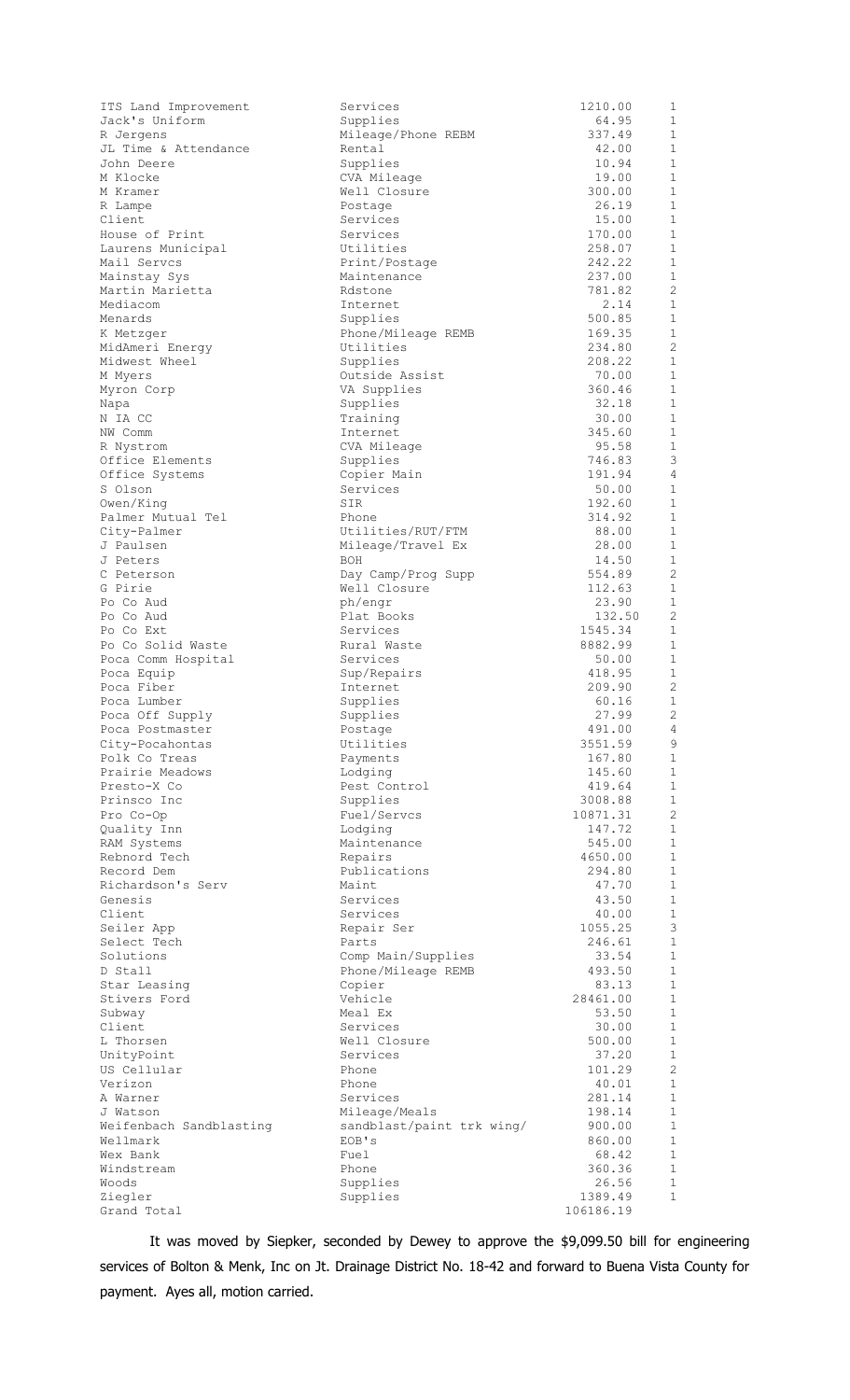| | | | |
|---|---|---|---|
| ITS Land Improvement | Services | 1210.00 | 1 |
| Jack's Uniform | Supplies | 64.95 | 1 |
| R Jergens | Mileage/Phone REBM | 337.49 | 1 |
| JL Time & Attendance | Rental | 42.00 | 1 |
| John Deere | Supplies | 10.94 | 1 |
| M Klocke | CVA Mileage | 19.00 | 1 |
| M Kramer | Well Closure | 300.00 | 1 |
| R Lampe | Postage | 26.19 | 1 |
| Client | Services | 15.00 | 1 |
| House of Print | Services | 170.00 | 1 |
| Laurens Municipal | Utilities | 258.07 | 1 |
| Mail Servcs | Print/Postage | 242.22 | 1 |
| Mainstay Sys | Maintenance | 237.00 | 1 |
| Martin Marietta | Rdstone | 781.82 | 2 |
| Mediacom | Internet | 2.14 | 1 |
| Menards | Supplies | 500.85 | 1 |
| K Metzger | Phone/Mileage REMB | 169.35 | 1 |
| MidAmeri Energy | Utilities | 234.80 | 2 |
| Midwest Wheel | Supplies | 208.22 | 1 |
| M Myers | Outside Assist | 70.00 | 1 |
| Myron Corp | VA Supplies | 360.46 | 1 |
| Napa | Supplies | 32.18 | 1 |
| N IA CC | Training | 30.00 | 1 |
| NW Comm | Internet | 345.60 | 1 |
| R Nystrom | CVA Mileage | 95.58 | 1 |
| Office Elements | Supplies | 746.83 | 3 |
| Office Systems | Copier Main | 191.94 | 4 |
| S Olson | Services | 50.00 | 1 |
| Owen/King | SIR | 192.60 | 1 |
| Palmer Mutual Tel | Phone | 314.92 | 1 |
| City-Palmer | Utilities/RUT/FTM | 88.00 | 1 |
| J Paulsen | Mileage/Travel Ex | 28.00 | 1 |
| J Peters | BOH | 14.50 | 1 |
| C Peterson | Day Camp/Prog Supp | 554.89 | 2 |
| G Pirie | Well Closure | 112.63 | 1 |
| Po Co Aud | ph/engr | 23.90 | 1 |
| Po Co Aud | Plat Books | 132.50 | 2 |
| Po Co Ext | Services | 1545.34 | 1 |
| Po Co Solid Waste | Rural Waste | 8882.99 | 1 |
| Poca Comm Hospital | Services | 50.00 | 1 |
| Poca Equip | Sup/Repairs | 418.95 | 1 |
| Poca Fiber | Internet | 209.90 | 2 |
| Poca Lumber | Supplies | 60.16 | 1 |
| Poca Off Supply | Supplies | 27.99 | 2 |
| Poca Postmaster | Postage | 491.00 | 4 |
| City-Pocahontas | Utilities | 3551.59 | 9 |
| Polk Co Treas | Payments | 167.80 | 1 |
| Prairie Meadows | Lodging | 145.60 | 1 |
| Presto-X Co | Pest Control | 419.64 | 1 |
| Prinsco Inc | Supplies | 3008.88 | 1 |
| Pro Co-Op | Fuel/Servcs | 10871.31 | 2 |
| Quality Inn | Lodging | 147.72 | 1 |
| RAM Systems | Maintenance | 545.00 | 1 |
| Rebnord Tech | Repairs | 4650.00 | 1 |
| Record Dem | Publications | 294.80 | 1 |
| Richardson's Serv | Maint | 47.70 | 1 |
| Genesis | Services | 43.50 | 1 |
| Client | Services | 40.00 | 1 |
| Seiler App | Repair Ser | 1055.25 | 3 |
| Select Tech | Parts | 246.61 | 1 |
| Solutions | Comp Main/Supplies | 33.54 | 1 |
| D Stall | Phone/Mileage REMB | 493.50 | 1 |
| Star Leasing | Copier | 83.13 | 1 |
| Stivers Ford | Vehicle | 28461.00 | 1 |
| Subway | Meal Ex | 53.50 | 1 |
| Client | Services | 30.00 | 1 |
| L Thorsen | Well Closure | 500.00 | 1 |
| UnityPoint | Services | 37.20 | 1 |
| US Cellular | Phone | 101.29 | 2 |
| Verizon | Phone | 40.01 | 1 |
| A Warner | Services | 281.14 | 1 |
| J Watson | Mileage/Meals | 198.14 | 1 |
| Weifenbach Sandblasting | sandblast/paint trk wing/ | 900.00 | 1 |
| Wellmark | EOB's | 860.00 | 1 |
| Wex Bank | Fuel | 68.42 | 1 |
| Windstream | Phone | 360.36 | 1 |
| Woods | Supplies | 26.56 | 1 |
| Ziegler | Supplies | 1389.49 | 1 |
| Grand Total | | 106186.19 | |

It was moved by Siepker, seconded by Dewey to approve the $9,099.50 bill for engineering services of Bolton & Menk, Inc on Jt. Drainage District No. 18-42 and forward to Buena Vista County for payment. Ayes all, motion carried.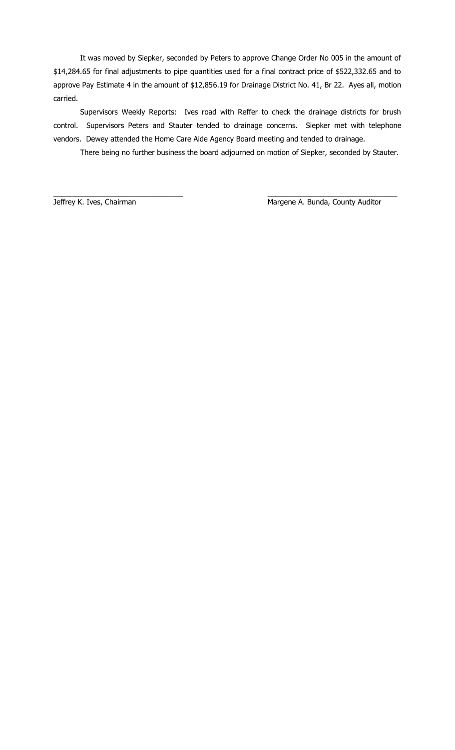It was moved by Siepker, seconded by Peters to approve Change Order No 005 in the amount of $14,284.65 for final adjustments to pipe quantities used for a final contract price of $522,332.65 and to approve Pay Estimate 4 in the amount of $12,856.19 for Drainage District No. 41, Br 22. Ayes all, motion carried.

Supervisors Weekly Reports: Ives road with Reffer to check the drainage districts for brush control. Supervisors Peters and Stauter tended to drainage concerns. Siepker met with telephone vendors. Dewey attended the Home Care Aide Agency Board meeting and tended to drainage.

There being no further business the board adjourned on motion of Siepker, seconded by Stauter.

\_\_\_\_\_\_\_\_\_\_\_\_\_\_\_\_\_\_\_\_\_\_\_\_\_\_\_\_\_\_\_\_ \_\_\_\_\_\_\_\_\_\_\_\_\_\_\_\_\_\_\_\_\_\_\_\_\_\_\_\_\_\_\_\_

Jeffrey K. Ives, Chairman Margene A. Bunda, County Auditor